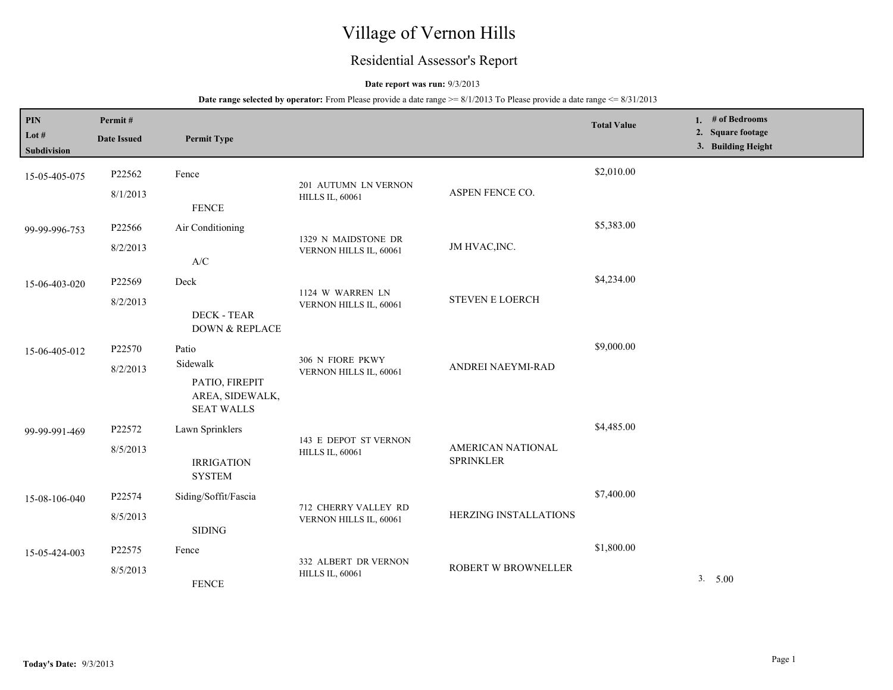# Village of Vernon Hills

## Residential Assessor's Report

**Date report was run:** 9/3/2013

**Date range selected by operator:** From Please provide a date range >= 8/1/2013 To Please provide a date range <= 8/31/2013

| PIN<br>Lot #<br>Subdivision | Permit #<br>Date Issued | Permit Type | | | Total Value | 1. # of Bedrooms<br>2. Square footage<br>3. Building Height |
|---|---|---|---|---|---|---|
| 15-05-405-075 | P22562<br>8/1/2013 | Fence<br>FENCE | 201 AUTUMN LN VERNON HILLS IL, 60061 | ASPEN FENCE CO. | $2,010.00 | |
| 99-99-996-753 | P22566<br>8/2/2013 | Air Conditioning<br>A/C | 1329 N MAIDSTONE DR VERNON HILLS IL, 60061 | JM HVAC,INC. | $5,383.00 | |
| 15-06-403-020 | P22569<br>8/2/2013 | Deck<br>DECK - TEAR DOWN & REPLACE | 1124 W WARREN LN VERNON HILLS IL, 60061 | STEVEN E LOERCH | $4,234.00 | |
| 15-06-405-012 | P22570<br>8/2/2013 | Patio<br>Sidewalk<br>PATIO, FIREPIT AREA, SIDEWALK, SEAT WALLS | 306 N FIORE PKWY VERNON HILLS IL, 60061 | ANDREI NAEYMI-RAD | $9,000.00 | |
| 99-99-991-469 | P22572<br>8/5/2013 | Lawn Sprinklers<br>IRRIGATION SYSTEM | 143 E DEPOT ST VERNON HILLS IL, 60061 | AMERICAN NATIONAL SPRINKLER | $4,485.00 | |
| 15-08-106-040 | P22574<br>8/5/2013 | Siding/Soffit/Fascia<br>SIDING | 712 CHERRY VALLEY RD VERNON HILLS IL, 60061 | HERZING INSTALLATIONS | $7,400.00 | |
| 15-05-424-003 | P22575<br>8/5/2013 | Fence<br>FENCE | 332 ALBERT DR VERNON HILLS IL, 60061 | ROBERT W BROWNELLER | $1,800.00 | 3. 5.00 |

**Today's Date:** 9/3/2013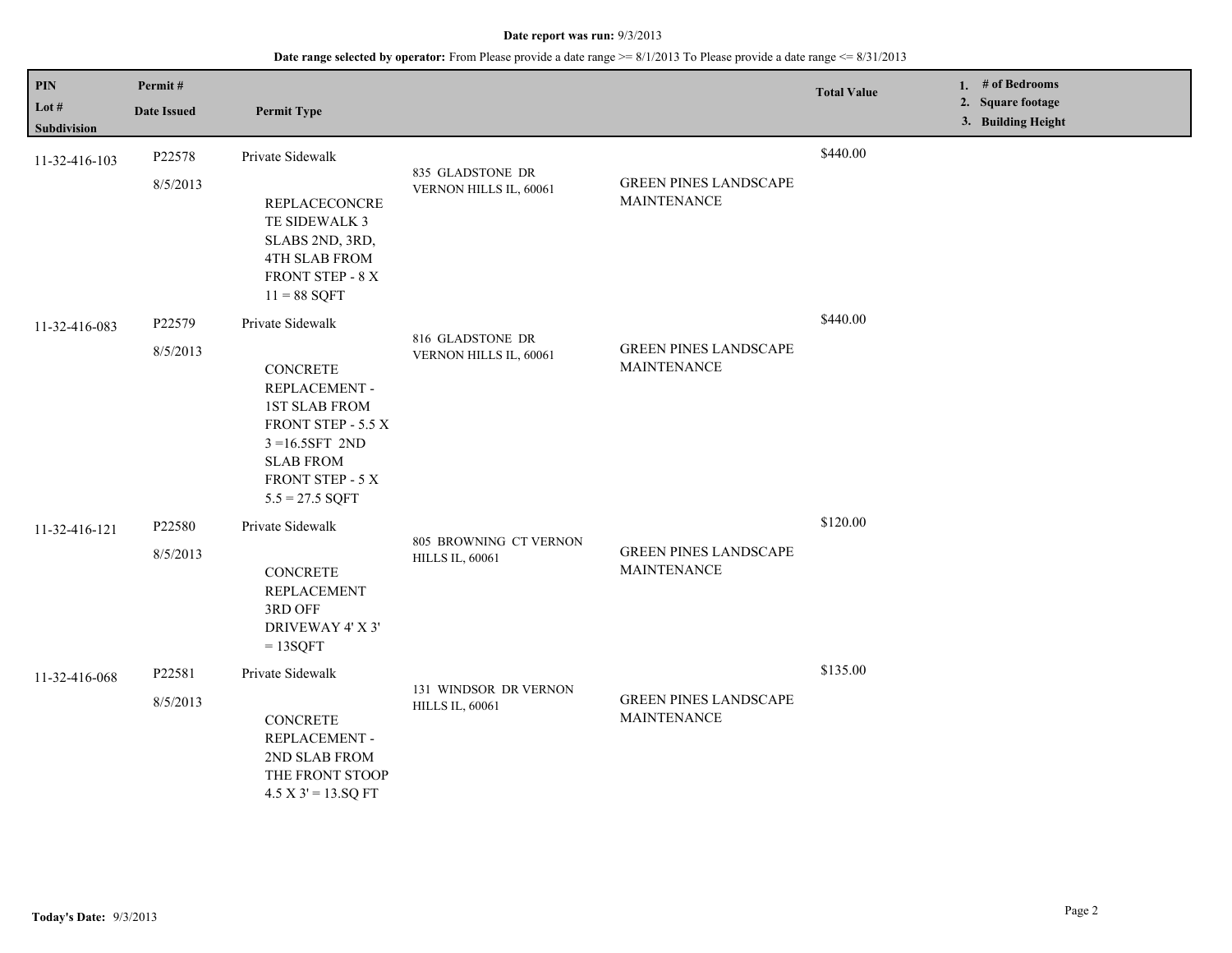**Date report was run:** 9/3/2013

**Date range selected by operator:** From Please provide a date range >= 8/1/2013 To Please provide a date range <= 8/31/2013

| PIN<br>Lot #<br>Subdivision | Permit #<br>Date Issued | Permit Type | | | Total Value | 1. # of Bedrooms<br>2. Square footage<br>3. Building Height |
|---|---|---|---|---|---|---|
| 11-32-416-103 | P22578<br>8/5/2013 | Private Sidewalk<br>REPLACECONCRETE SIDEWALK 3 SLABS 2ND, 3RD, 4TH SLAB FROM FRONT STEP - 8 X 11 = 88 SQFT | 835 GLADSTONE DR VERNON HILLS IL, 60061 | GREEN PINES LANDSCAPE MAINTENANCE | $440.00 | |
| 11-32-416-083 | P22579<br>8/5/2013 | Private Sidewalk<br>CONCRETE REPLACEMENT - 1ST SLAB FROM FRONT STEP - 5.5 X 3 =16.5SFT 2ND SLAB FROM FRONT STEP - 5 X 5.5 = 27.5 SQFT | 816 GLADSTONE DR VERNON HILLS IL, 60061 | GREEN PINES LANDSCAPE MAINTENANCE | $440.00 | |
| 11-32-416-121 | P22580<br>8/5/2013 | Private Sidewalk<br>CONCRETE REPLACEMENT 3RD OFF DRIVEWAY 4' X 3' = 13SQFT | 805 BROWNING CT VERNON HILLS IL, 60061 | GREEN PINES LANDSCAPE MAINTENANCE | $120.00 | |
| 11-32-416-068 | P22581<br>8/5/2013 | Private Sidewalk<br>CONCRETE REPLACEMENT - 2ND SLAB FROM THE FRONT STOOP 4.5 X 3' = 13.SQ FT | 131 WINDSOR DR VERNON HILLS IL, 60061 | GREEN PINES LANDSCAPE MAINTENANCE | $135.00 | |

**Today's Date:** 9/3/2013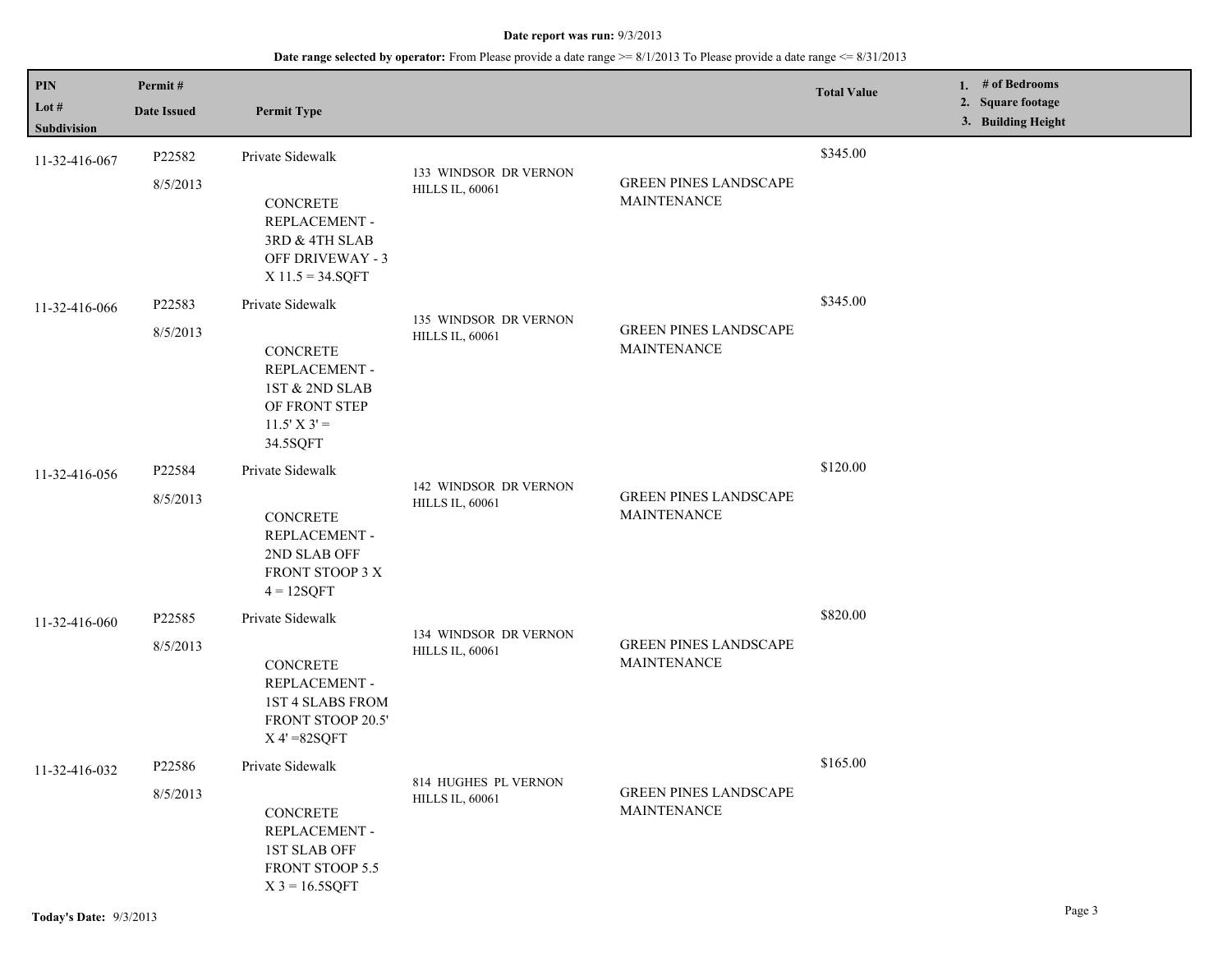**Date report was run:** 9/3/2013

**Date range selected by operator:** From Please provide a date range >= 8/1/2013 To Please provide a date range <= 8/31/2013

| PIN<br>Lot #<br>Subdivision | Permit #<br>Date Issued | Permit Type | | | Total Value | 1. # of Bedrooms<br>2. Square footage<br>3. Building Height |
|---|---|---|---|---|---|---|
| 11-32-416-067 | P22582<br>8/5/2013 | Private Sidewalk<br>CONCRETE REPLACEMENT - 3RD & 4TH SLAB OFF DRIVEWAY - 3 X 11.5 = 34.SQFT | 133 WINDSOR DR VERNON HILLS IL, 60061 | GREEN PINES LANDSCAPE MAINTENANCE | $345.00 | |
| 11-32-416-066 | P22583<br>8/5/2013 | Private Sidewalk<br>CONCRETE REPLACEMENT - 1ST & 2ND SLAB OF FRONT STEP 11.5' X 3' = 34.5SQFT | 135 WINDSOR DR VERNON HILLS IL, 60061 | GREEN PINES LANDSCAPE MAINTENANCE | $345.00 | |
| 11-32-416-056 | P22584<br>8/5/2013 | Private Sidewalk<br>CONCRETE REPLACEMENT - 2ND SLAB OFF FRONT STOOP 3 X 4 = 12SQFT | 142 WINDSOR DR VERNON HILLS IL, 60061 | GREEN PINES LANDSCAPE MAINTENANCE | $120.00 | |
| 11-32-416-060 | P22585<br>8/5/2013 | Private Sidewalk<br>CONCRETE REPLACEMENT - 1ST 4 SLABS FROM FRONT STOOP 20.5' X 4' =82SQFT | 134 WINDSOR DR VERNON HILLS IL, 60061 | GREEN PINES LANDSCAPE MAINTENANCE | $820.00 | |
| 11-32-416-032 | P22586<br>8/5/2013 | Private Sidewalk<br>CONCRETE REPLACEMENT - 1ST SLAB OFF FRONT STOOP 5.5 X 3 = 16.5SQFT | 814 HUGHES PL VERNON HILLS IL, 60061 | GREEN PINES LANDSCAPE MAINTENANCE | $165.00 | |

**Today's Date:** 9/3/2013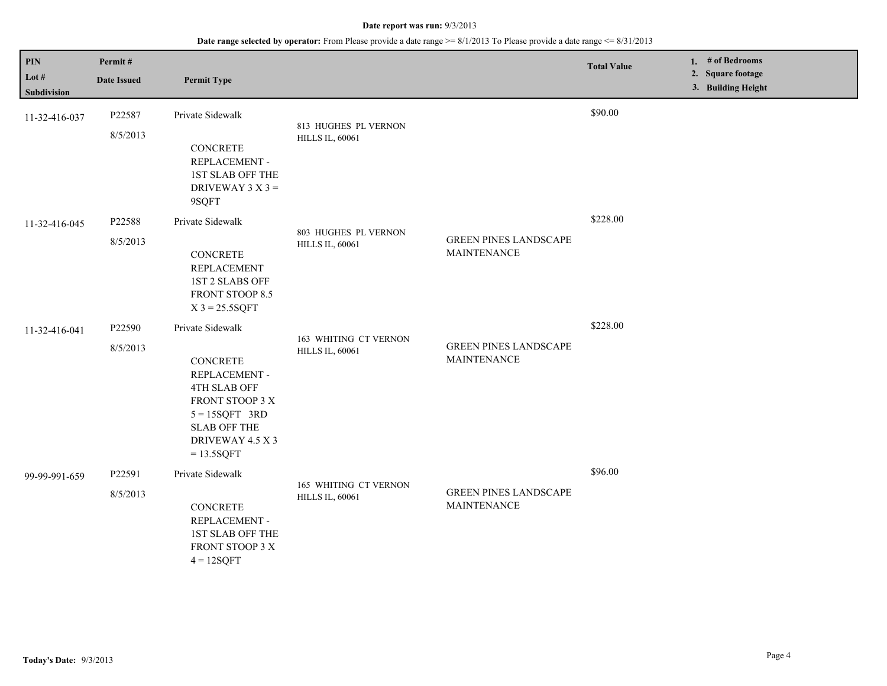**Date report was run:** 9/3/2013

**Date range selected by operator:** From Please provide a date range >= 8/1/2013 To Please provide a date range <= 8/31/2013

| PIN<br>Lot #<br>Subdivision | Permit #<br>Date Issued | Permit Type | | | Total Value | 1. # of Bedrooms<br>2. Square footage<br>3. Building Height |
|---|---|---|---|---|---|---|
| 11-32-416-037 | P22587<br>8/5/2013 | Private Sidewalk<br><br>CONCRETE REPLACEMENT - 1ST SLAB OFF THE DRIVEWAY 3 X 3 = 9SQFT | 813 HUGHES PL VERNON HILLS IL, 60061 | | $90.00 | |
| 11-32-416-045 | P22588<br>8/5/2013 | Private Sidewalk<br><br>CONCRETE REPLACEMENT 1ST 2 SLABS OFF FRONT STOOP 8.5 X 3 = 25.5SQFT | 803 HUGHES PL VERNON HILLS IL, 60061 | GREEN PINES LANDSCAPE MAINTENANCE | $228.00 | |
| 11-32-416-041 | P22590<br>8/5/2013 | Private Sidewalk<br><br>CONCRETE REPLACEMENT - 4TH SLAB OFF FRONT STOOP 3 X 5 = 15SQFT 3RD SLAB OFF THE DRIVEWAY 4.5 X 3 = 13.5SQFT | 163 WHITING CT VERNON HILLS IL, 60061 | GREEN PINES LANDSCAPE MAINTENANCE | $228.00 | |
| 99-99-991-659 | P22591<br>8/5/2013 | Private Sidewalk<br><br>CONCRETE REPLACEMENT - 1ST SLAB OFF THE FRONT STOOP 3 X 4 = 12SQFT | 165 WHITING CT VERNON HILLS IL, 60061 | GREEN PINES LANDSCAPE MAINTENANCE | $96.00 | |

**Today's Date:** 9/3/2013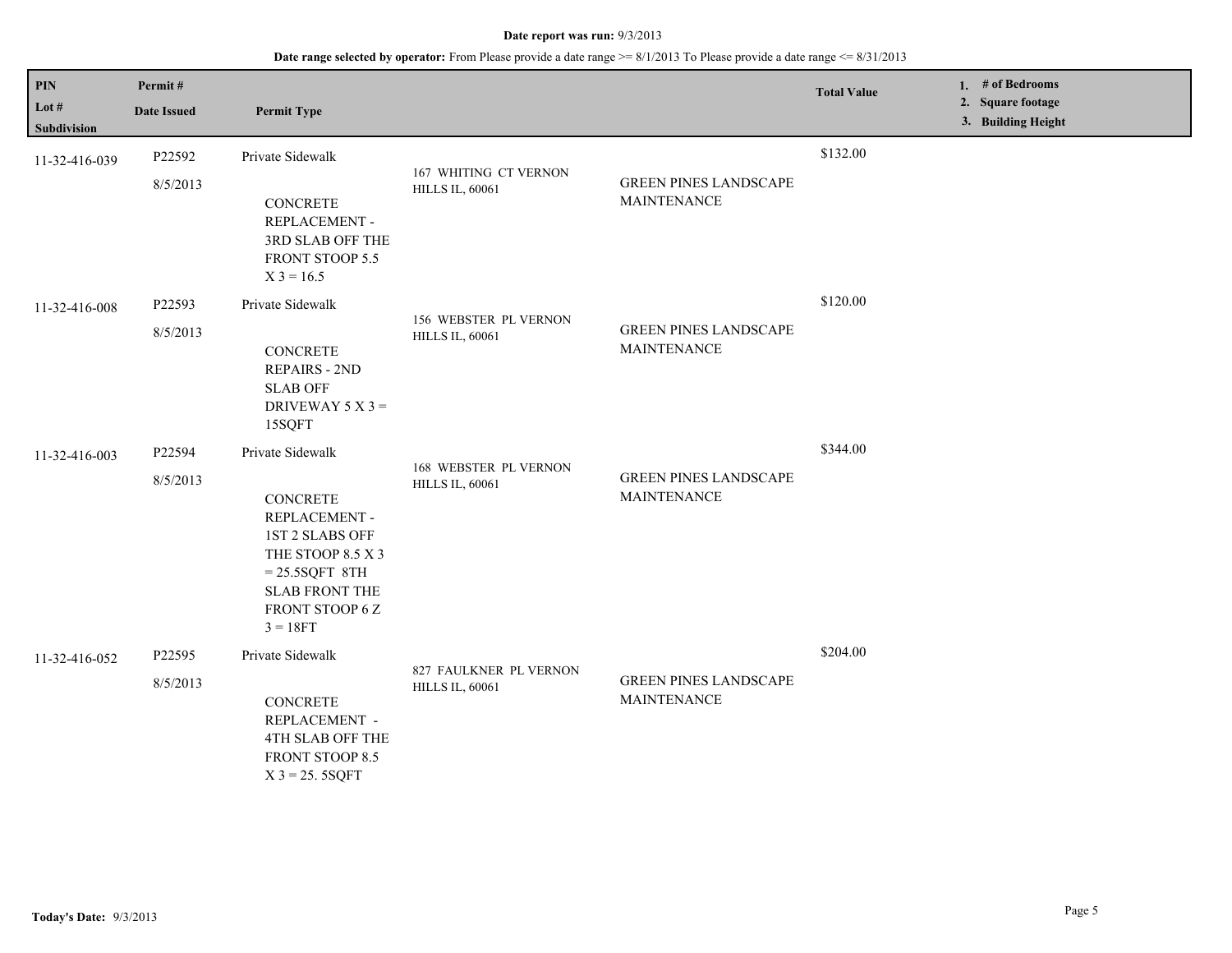**Date report was run:** 9/3/2013

**Date range selected by operator:** From Please provide a date range >= 8/1/2013 To Please provide a date range <= 8/31/2013

| PIN<br>Lot #<br>Subdivision | Permit #<br>Date Issued | Permit Type | | | Total Value | 1. # of Bedrooms<br>2. Square footage<br>3. Building Height |
|---|---|---|---|---|---|---|
| 11-32-416-039 | P22592<br>8/5/2013 | Private Sidewalk<br><br>CONCRETE REPLACEMENT - 3RD SLAB OFF THE FRONT STOOP 5.5 X 3 = 16.5 | 167 WHITING CT VERNON HILLS IL, 60061 | GREEN PINES LANDSCAPE MAINTENANCE | $132.00 | |
| 11-32-416-008 | P22593<br>8/5/2013 | Private Sidewalk<br><br>CONCRETE REPAIRS - 2ND SLAB OFF DRIVEWAY 5 X 3 = 15SQFT | 156 WEBSTER PL VERNON HILLS IL, 60061 | GREEN PINES LANDSCAPE MAINTENANCE | $120.00 | |
| 11-32-416-003 | P22594<br>8/5/2013 | Private Sidewalk<br><br>CONCRETE REPLACEMENT - 1ST 2 SLABS OFF THE STOOP 8.5 X 3 = 25.5SQFT 8TH SLAB FRONT THE FRONT STOOP 6 Z 3 = 18FT | 168 WEBSTER PL VERNON HILLS IL, 60061 | GREEN PINES LANDSCAPE MAINTENANCE | $344.00 | |
| 11-32-416-052 | P22595<br>8/5/2013 | Private Sidewalk<br><br>CONCRETE REPLACEMENT - 4TH SLAB OFF THE FRONT STOOP 8.5 X 3 = 25. 5SQFT | 827 FAULKNER PL VERNON HILLS IL, 60061 | GREEN PINES LANDSCAPE MAINTENANCE | $204.00 | |

**Today's Date:** 9/3/2013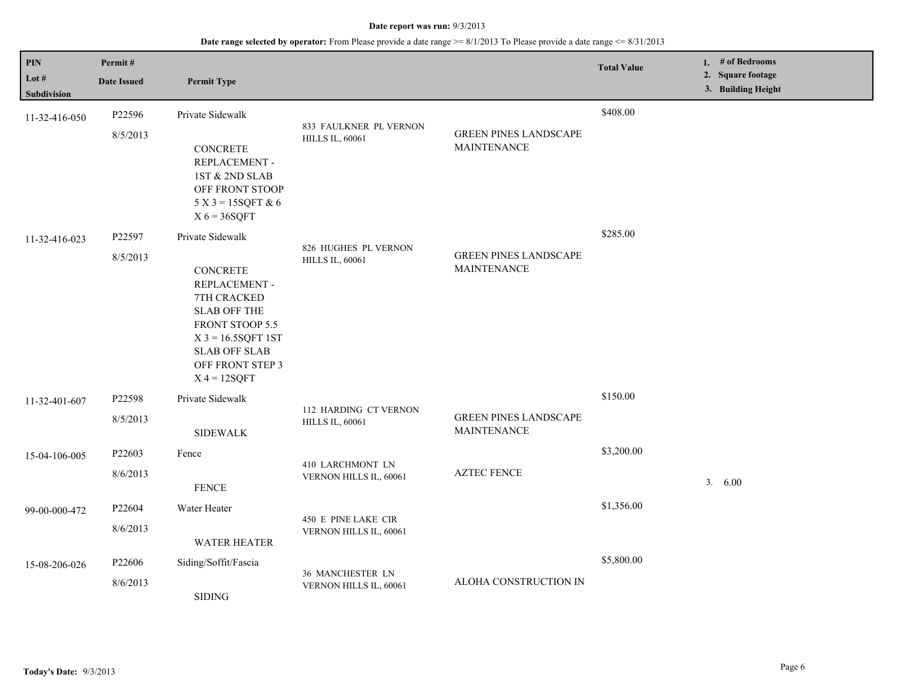**Date report was run:** 9/3/2013

**Date range selected by operator:** From Please provide a date range >= 8/1/2013 To Please provide a date range <= 8/31/2013

| PIN<br>Lot #<br>Subdivision | Permit #<br>Date Issued | Permit Type | | | Total Value | 1. # of Bedrooms<br>2. Square footage<br>3. Building Height |
|---|---|---|---|---|---|---|
| 11-32-416-050 | P22596<br>8/5/2013 | Private Sidewalk<br><br>CONCRETE REPLACEMENT - 1ST & 2ND SLAB OFF FRONT STOOP 5 X 3 = 15SQFT & 6 X 6 = 36SQFT | 833 FAULKNER PL VERNON HILLS IL, 60061 | GREEN PINES LANDSCAPE MAINTENANCE | $408.00 | |
| 11-32-416-023 | P22597<br>8/5/2013 | Private Sidewalk<br><br>CONCRETE REPLACEMENT - 7TH CRACKED SLAB OFF THE FRONT STOOP 5.5 X 3 = 16.5SQFT 1ST SLAB OFF SLAB OFF FRONT STEP 3 X 4 = 12SQFT | 826 HUGHES PL VERNON HILLS IL, 60061 | GREEN PINES LANDSCAPE MAINTENANCE | $285.00 | |
| 11-32-401-607 | P22598<br>8/5/2013 | Private Sidewalk<br><br>SIDEWALK | 112 HARDING CT VERNON HILLS IL, 60061 | GREEN PINES LANDSCAPE MAINTENANCE | $150.00 | |
| 15-04-106-005 | P22603<br>8/6/2013 | Fence<br><br>FENCE | 410 LARCHMONT LN VERNON HILLS IL, 60061 | AZTEC FENCE | $3,200.00 | 3. 6.00 |
| 99-00-000-472 | P22604<br>8/6/2013 | Water Heater<br><br>WATER HEATER | 450 E PINE LAKE CIR VERNON HILLS IL, 60061 | | $1,356.00 | |
| 15-08-206-026 | P22606<br>8/6/2013 | Siding/Soffit/Fascia<br><br>SIDING | 36 MANCHESTER LN VERNON HILLS IL, 60061 | ALOHA CONSTRUCTION IN | $5,800.00 | |

**Today's Date:** 9/3/2013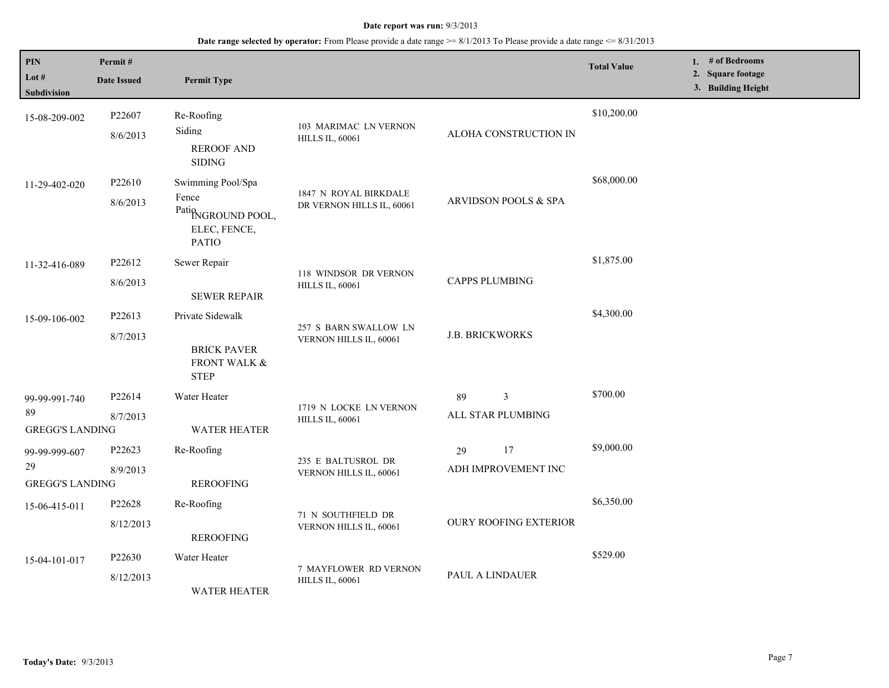**Date report was run:** 9/3/2013

**Date range selected by operator:** From Please provide a date range >= 8/1/2013 To Please provide a date range <= 8/31/2013

| PIN<br>Lot #<br>Subdivision | Permit #<br>Date Issued | Permit Type | | | Total Value | 1. # of Bedrooms<br>2. Square footage<br>3. Building Height |
|---|---|---|---|---|---|---|
| 15-08-209-002 | P22607<br>8/6/2013 | Re-Roofing<br>Siding<br>REROOF AND SIDING | 103 MARIMAC LN VERNON HILLS IL, 60061 | ALOHA CONSTRUCTION IN | $10,200.00 | |
| 11-29-402-020 | P22610<br>8/6/2013 | Swimming Pool/Spa<br>Fence<br>Patio<br>INGROUND POOL, ELEC, FENCE, PATIO | 1847 N ROYAL BIRKDALE DR VERNON HILLS IL, 60061 | ARVIDSON POOLS & SPA | $68,000.00 | |
| 11-32-416-089 | P22612<br>8/6/2013 | Sewer Repair<br>SEWER REPAIR | 118 WINDSOR DR VERNON HILLS IL, 60061 | CAPPS PLUMBING | $1,875.00 | |
| 15-09-106-002 | P22613<br>8/7/2013 | Private Sidewalk<br>BRICK PAVER FRONT WALK & STEP | 257 S BARN SWALLOW LN VERNON HILLS IL, 60061 | J.B. BRICKWORKS | $4,300.00 | |
| 99-99-991-740<br>89<br>GREGG'S LANDING | P22614<br>8/7/2013 | Water Heater<br>WATER HEATER | 1719 N LOCKE LN VERNON HILLS IL, 60061 | 89 3<br>ALL STAR PLUMBING | $700.00 | |
| 99-99-999-607<br>29<br>GREGG'S LANDING | P22623<br>8/9/2013 | Re-Roofing<br>REROOFING | 235 E BALTUSROL DR VERNON HILLS IL, 60061 | 29 17<br>ADH IMPROVEMENT INC | $9,000.00 | |
| 15-06-415-011 | P22628<br>8/12/2013 | Re-Roofing<br>REROOFING | 71 N SOUTHFIELD DR VERNON HILLS IL, 60061 | OURY ROOFING EXTERIOR | $6,350.00 | |
| 15-04-101-017 | P22630<br>8/12/2013 | Water Heater<br>WATER HEATER | 7 MAYFLOWER RD VERNON HILLS IL, 60061 | PAUL A LINDAUER | $529.00 | |

**Today's Date:** 9/3/2013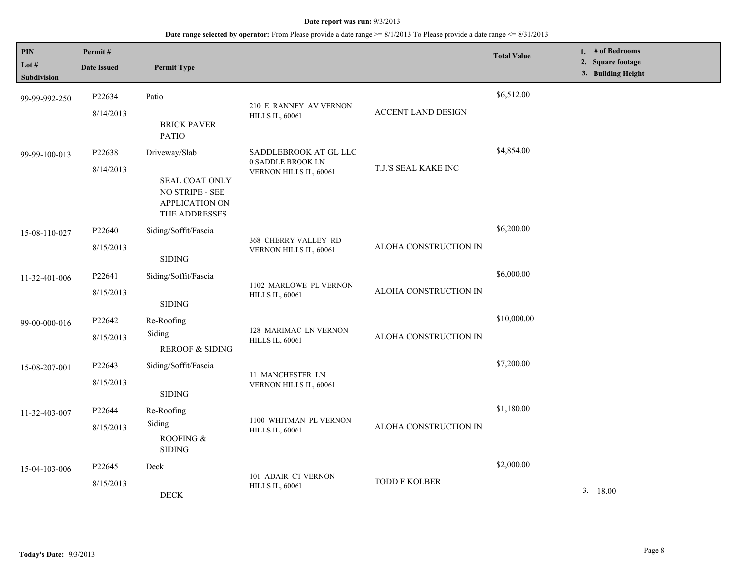**Date report was run:** 9/3/2013

**Date range selected by operator:** From Please provide a date range >= 8/1/2013 To Please provide a date range <= 8/31/2013

| PIN / Lot # / Subdivision | Permit # / Date Issued | Permit Type | | | Total Value | 1. # of Bedrooms 2. Square footage 3. Building Height |
|---|---|---|---|---|---|---|
| 99-99-992-250 | P22634 8/14/2013 | Patio BRICK PAVER PATIO | 210 E RANNEY AV VERNON HILLS IL, 60061 | ACCENT LAND DESIGN | $6,512.00 | |
| 99-99-100-013 | P22638 8/14/2013 | Driveway/Slab SEAL COAT ONLY NO STRIPE - SEE APPLICATION ON THE ADDRESSES | SADDLEBROOK AT GL LLC 0 SADDLE BROOK LN VERNON HILLS IL, 60061 | T.J.'S SEAL KAKE INC | $4,854.00 | |
| 15-08-110-027 | P22640 8/15/2013 | Siding/Soffit/Fascia SIDING | 368 CHERRY VALLEY RD VERNON HILLS IL, 60061 | ALOHA CONSTRUCTION IN | $6,200.00 | |
| 11-32-401-006 | P22641 8/15/2013 | Siding/Soffit/Fascia SIDING | 1102 MARLOWE PL VERNON HILLS IL, 60061 | ALOHA CONSTRUCTION IN | $6,000.00 | |
| 99-00-000-016 | P22642 8/15/2013 | Re-Roofing Siding REROOF & SIDING | 128 MARIMAC LN VERNON HILLS IL, 60061 | ALOHA CONSTRUCTION IN | $10,000.00 | |
| 15-08-207-001 | P22643 8/15/2013 | Siding/Soffit/Fascia SIDING | 11 MANCHESTER LN VERNON HILLS IL, 60061 | | $7,200.00 | |
| 11-32-403-007 | P22644 8/15/2013 | Re-Roofing Siding ROOFING & SIDING | 1100 WHITMAN PL VERNON HILLS IL, 60061 | ALOHA CONSTRUCTION IN | $1,180.00 | |
| 15-04-103-006 | P22645 8/15/2013 | Deck DECK | 101 ADAIR CT VERNON HILLS IL, 60061 | TODD F KOLBER | $2,000.00 | 3. 18.00 |

**Today's Date:** 9/3/2013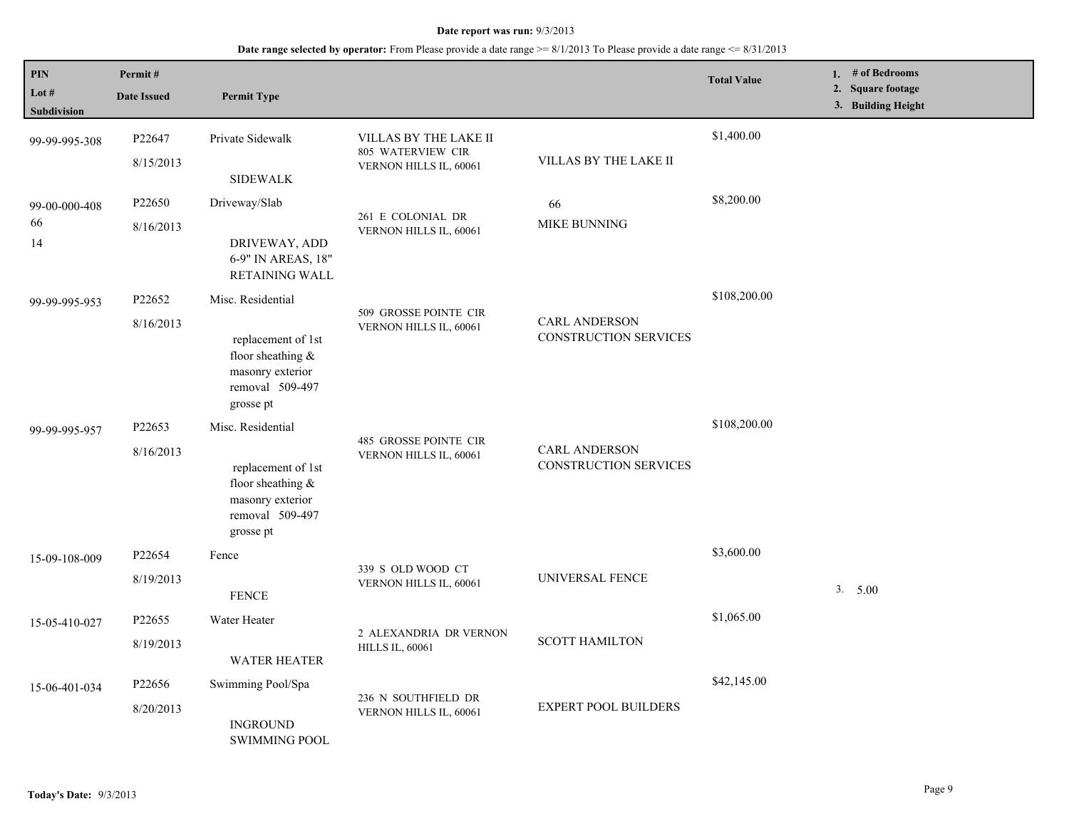**Date report was run:** 9/3/2013

**Date range selected by operator:** From Please provide a date range >= 8/1/2013 To Please provide a date range <= 8/31/2013

| PIN<br>Lot #<br>Subdivision | Permit #<br>Date Issued | Permit Type | | | Total Value | 1. # of Bedrooms<br>2. Square footage<br>3. Building Height |
|---|---|---|---|---|---|---|
| 99-99-995-308 | P22647<br>8/15/2013 | Private Sidewalk<br>SIDEWALK | VILLAS BY THE LAKE II<br>805 WATERVIEW CIR<br>VERNON HILLS IL, 60061 | VILLAS BY THE LAKE II | $1,400.00 | |
| 99-00-000-408<br>66<br>14 | P22650<br>8/16/2013 | Driveway/Slab<br>DRIVEWAY, ADD 6-9" IN AREAS, 18" RETAINING WALL | 261 E COLONIAL DR<br>VERNON HILLS IL, 60061 | 66<br>MIKE BUNNING | $8,200.00 | |
| 99-99-995-953 | P22652<br>8/16/2013 | Misc. Residential<br>replacement of 1st floor sheathing & masonry exterior removal 509-497 grosse pt | 509 GROSSE POINTE CIR<br>VERNON HILLS IL, 60061 | CARL ANDERSON CONSTRUCTION SERVICES | $108,200.00 | |
| 99-99-995-957 | P22653<br>8/16/2013 | Misc. Residential<br>replacement of 1st floor sheathing & masonry exterior removal 509-497 grosse pt | 485 GROSSE POINTE CIR<br>VERNON HILLS IL, 60061 | CARL ANDERSON CONSTRUCTION SERVICES | $108,200.00 | |
| 15-09-108-009 | P22654<br>8/19/2013 | Fence<br>FENCE | 339 S OLD WOOD CT<br>VERNON HILLS IL, 60061 | UNIVERSAL FENCE | $3,600.00 | 3. 5.00 |
| 15-05-410-027 | P22655<br>8/19/2013 | Water Heater<br>WATER HEATER | 2 ALEXANDRIA DR VERNON HILLS IL, 60061 | SCOTT HAMILTON | $1,065.00 | |
| 15-06-401-034 | P22656<br>8/20/2013 | Swimming Pool/Spa<br>INGROUND SWIMMING POOL | 236 N SOUTHFIELD DR<br>VERNON HILLS IL, 60061 | EXPERT POOL BUILDERS | $42,145.00 | |

**Today's Date:** 9/3/2013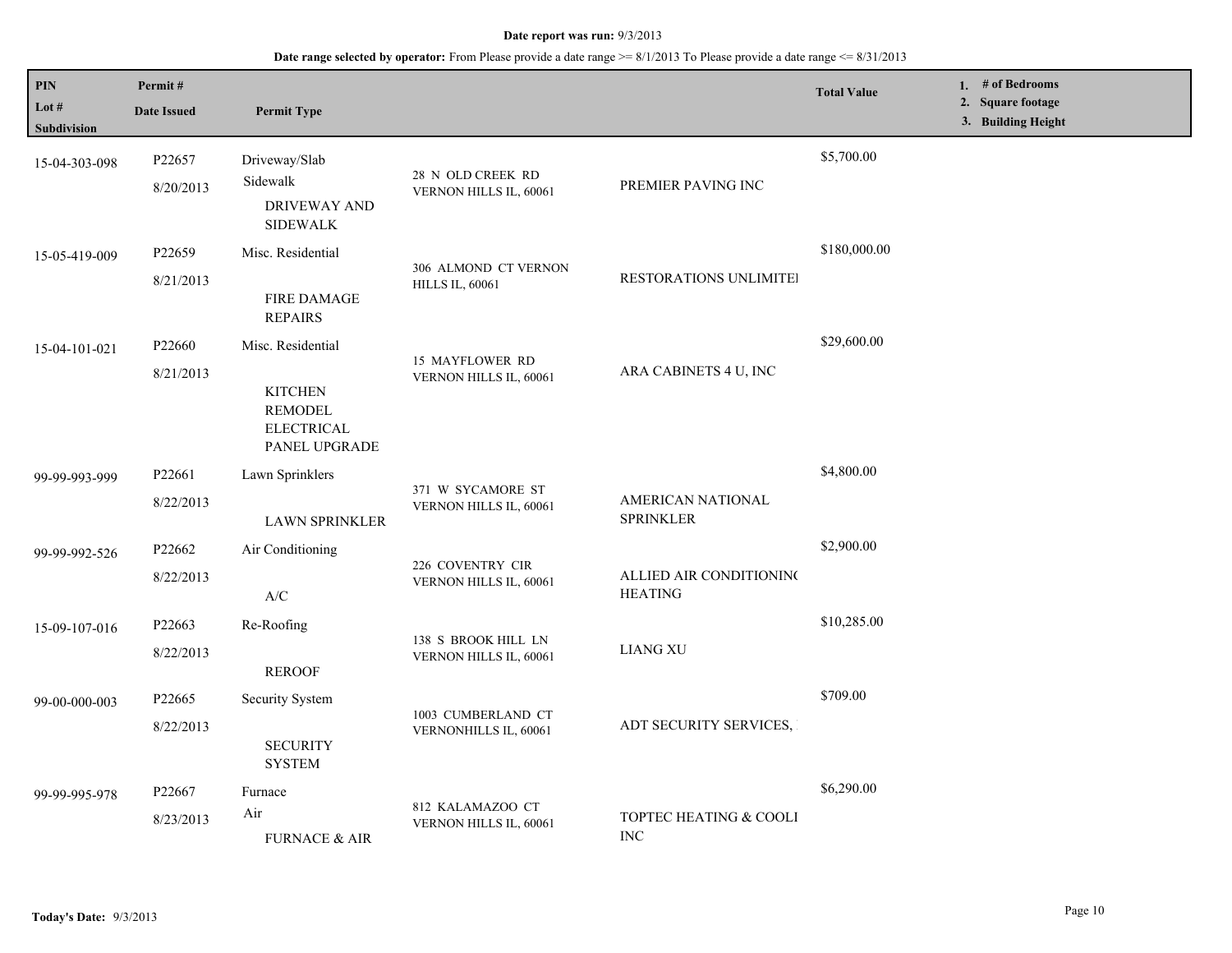**Date report was run:** 9/3/2013

**Date range selected by operator:** From Please provide a date range >= 8/1/2013 To Please provide a date range <= 8/31/2013

| PIN<br>Lot #<br>Subdivision | Permit #<br>Date Issued | Permit Type | | | Total Value | 1. # of Bedrooms<br>2. Square footage<br>3. Building Height |
|---|---|---|---|---|---|---|
| 15-04-303-098 | P22657<br>8/20/2013 | Driveway/Slab<br>Sidewalk<br>DRIVEWAY AND SIDEWALK | 28 N OLD CREEK RD VERNON HILLS IL, 60061 | PREMIER PAVING INC | $5,700.00 | |
| 15-05-419-009 | P22659<br>8/21/2013 | Misc. Residential<br>FIRE DAMAGE REPAIRS | 306 ALMOND CT VERNON HILLS IL, 60061 | RESTORATIONS UNLIMITEI | $180,000.00 | |
| 15-04-101-021 | P22660<br>8/21/2013 | Misc. Residential<br>KITCHEN REMODEL ELECTRICAL PANEL UPGRADE | 15 MAYFLOWER RD VERNON HILLS IL, 60061 | ARA CABINETS 4 U, INC | $29,600.00 | |
| 99-99-993-999 | P22661<br>8/22/2013 | Lawn Sprinklers<br>LAWN SPRINKLER | 371 W SYCAMORE ST VERNON HILLS IL, 60061 | AMERICAN NATIONAL SPRINKLER | $4,800.00 | |
| 99-99-992-526 | P22662<br>8/22/2013 | Air Conditioning<br>A/C | 226 COVENTRY CIR VERNON HILLS IL, 60061 | ALLIED AIR CONDITIONING HEATING | $2,900.00 | |
| 15-09-107-016 | P22663<br>8/22/2013 | Re-Roofing<br>REROOF | 138 S BROOK HILL LN VERNON HILLS IL, 60061 | LIANG XU | $10,285.00 | |
| 99-00-000-003 | P22665<br>8/22/2013 | Security System<br>SECURITY SYSTEM | 1003 CUMBERLAND CT VERNONHILLS IL, 60061 | ADT SECURITY SERVICES, | $709.00 | |
| 99-99-995-978 | P22667<br>8/23/2013 | Furnace<br>Air<br>FURNACE & AIR | 812 KALAMAZOO CT VERNON HILLS IL, 60061 | TOPTEC HEATING & COOLI INC | $6,290.00 | |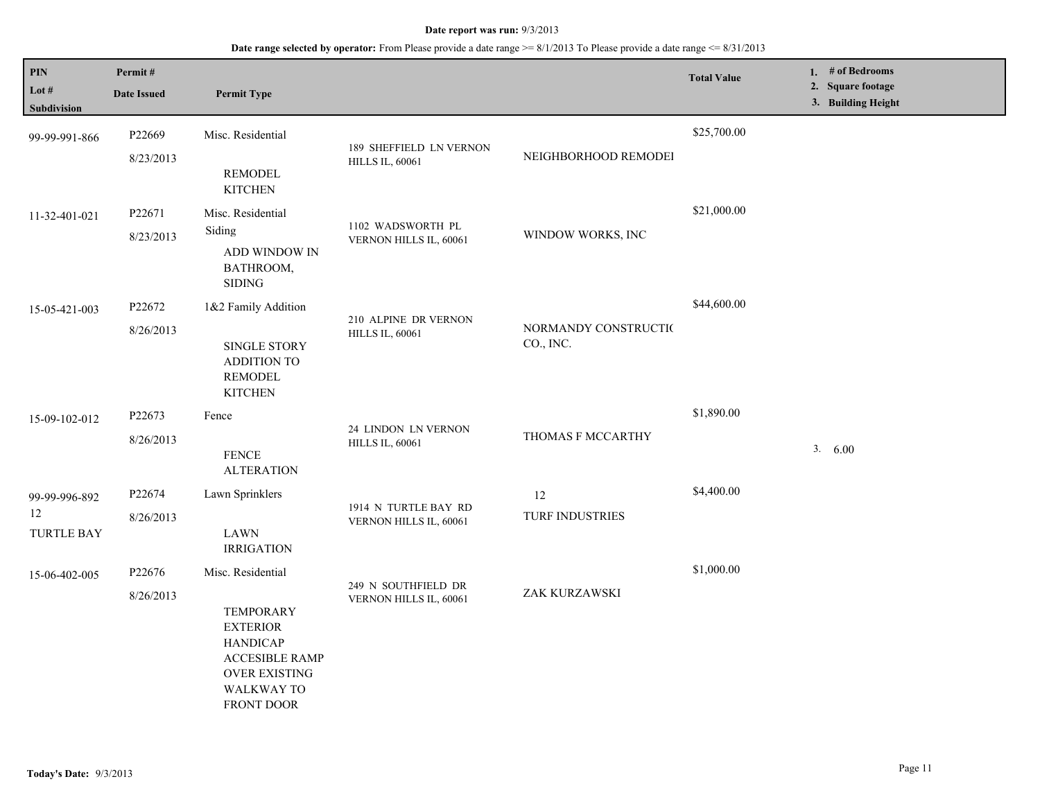**Date report was run:** 9/3/2013

**Date range selected by operator:** From Please provide a date range >= 8/1/2013 To Please provide a date range <= 8/31/2013

| PIN<br>Lot #<br>Subdivision | Permit #<br>Date Issued | Permit Type | | | Total Value | 1. # of Bedrooms<br>2. Square footage<br>3. Building Height |
|---|---|---|---|---|---|---|
| 99-99-991-866 | P22669<br>8/23/2013 | Misc. Residential<br>REMODEL KITCHEN | 189 SHEFFIELD LN VERNON HILLS IL, 60061 | NEIGHBORHOOD REMODEI | $25,700.00 | |
| 11-32-401-021 | P22671<br>8/23/2013 | Misc. Residential<br>Siding<br>ADD WINDOW IN BATHROOM, SIDING | 1102 WADSWORTH PL VERNON HILLS IL, 60061 | WINDOW WORKS, INC | $21,000.00 | |
| 15-05-421-003 | P22672<br>8/26/2013 | 1&2 Family Addition<br>SINGLE STORY ADDITION TO REMODEL KITCHEN | 210 ALPINE DR VERNON HILLS IL, 60061 | NORMANDY CONSTRUCTIC CO., INC. | $44,600.00 | |
| 15-09-102-012 | P22673<br>8/26/2013 | Fence<br>FENCE ALTERATION | 24 LINDON LN VERNON HILLS IL, 60061 | THOMAS F MCCARTHY | $1,890.00 | 3. 6.00 |
| 99-99-996-892<br>12<br>TURTLE BAY | P22674<br>8/26/2013 | Lawn Sprinklers<br>LAWN IRRIGATION | 1914 N TURTLE BAY RD VERNON HILLS IL, 60061 | 12<br>TURF INDUSTRIES | $4,400.00 | |
| 15-06-402-005 | P22676<br>8/26/2013 | Misc. Residential<br>TEMPORARY EXTERIOR HANDICAP ACCESIBLE RAMP OVER EXISTING WALKWAY TO FRONT DOOR | 249 N SOUTHFIELD DR VERNON HILLS IL, 60061 | ZAK KURZAWSKI | $1,000.00 | |

**Today's Date:** 9/3/2013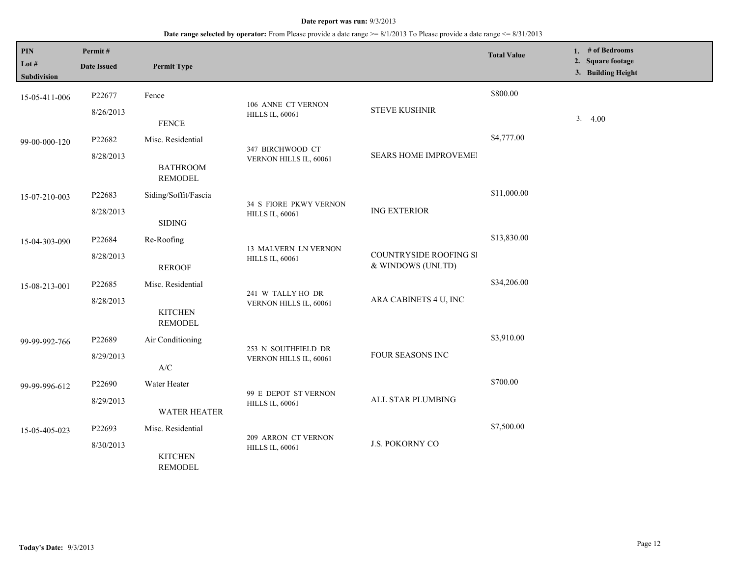**Date report was run:** 9/3/2013

**Date range selected by operator:** From Please provide a date range >= 8/1/2013 To Please provide a date range <= 8/31/2013

| PIN / Lot # / Subdivision | Permit # / Date Issued | Permit Type | | | Total Value | 1. # of Bedrooms 2. Square footage 3. Building Height |
|---|---|---|---|---|---|---|
| 15-05-411-006 | P22677 8/26/2013 | Fence FENCE | 106 ANNE CT VERNON HILLS IL, 60061 | STEVE KUSHNIR | $800.00 | 3. 4.00 |
| 99-00-000-120 | P22682 8/28/2013 | Misc. Residential BATHROOM REMODEL | 347 BIRCHWOOD CT VERNON HILLS IL, 60061 | SEARS HOME IMPROVEMEI | $4,777.00 | |
| 15-07-210-003 | P22683 8/28/2013 | Siding/Soffit/Fascia SIDING | 34 S FIORE PKWY VERNON HILLS IL, 60061 | ING EXTERIOR | $11,000.00 | |
| 15-04-303-090 | P22684 8/28/2013 | Re-Roofing REROOF | 13 MALVERN LN VERNON HILLS IL, 60061 | COUNTRYSIDE ROOFING SI & WINDOWS (UNLTD) | $13,830.00 | |
| 15-08-213-001 | P22685 8/28/2013 | Misc. Residential KITCHEN REMODEL | 241 W TALLY HO DR VERNON HILLS IL, 60061 | ARA CABINETS 4 U, INC | $34,206.00 | |
| 99-99-992-766 | P22689 8/29/2013 | Air Conditioning A/C | 253 N SOUTHFIELD DR VERNON HILLS IL, 60061 | FOUR SEASONS INC | $3,910.00 | |
| 99-99-996-612 | P22690 8/29/2013 | Water Heater WATER HEATER | 99 E DEPOT ST VERNON HILLS IL, 60061 | ALL STAR PLUMBING | $700.00 | |
| 15-05-405-023 | P22693 8/30/2013 | Misc. Residential KITCHEN REMODEL | 209 ARRON CT VERNON HILLS IL, 60061 | J.S. POKORNY CO | $7,500.00 | |

**Today's Date:** 9/3/2013